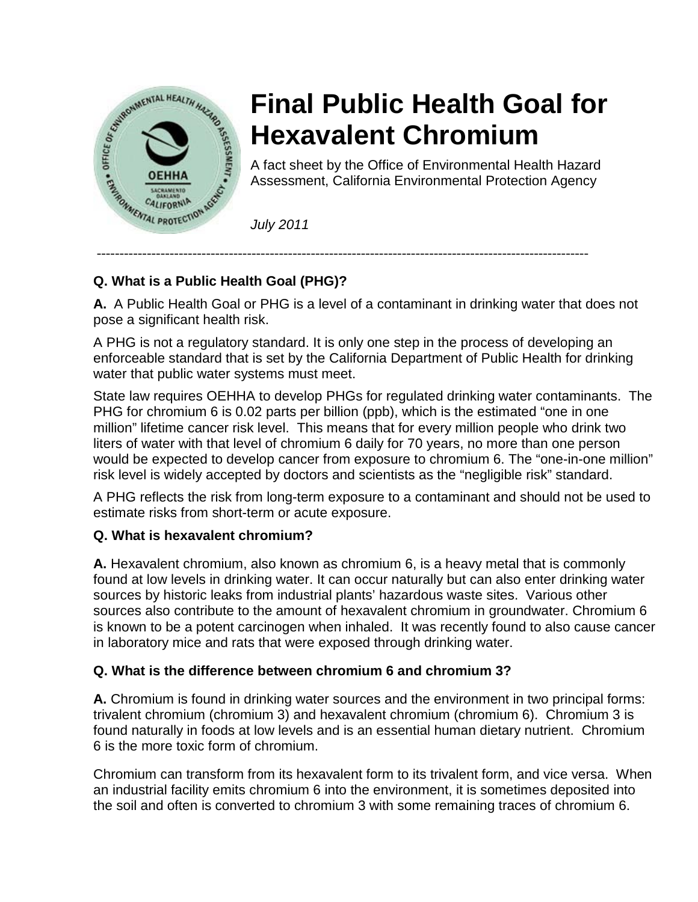# Final Public Health Goal for Hexavalent Chromium

A fact sheet by the Office of Environmental Health Hazard Assessment, California Environmental Protection Agency

*July 2011*

---

**Q. What is a Public Health Goal (PHG)?**

**A.** A Public Health Goal or PHG is a level of a contaminant in drinking water that does not pose a significant health risk.

A PHG is not a regulatory standard. It is only one step in the process of developing an enforceable standard that is set by the California Department of Public Health for drinking water that public water systems must meet.

State law requires OEHHA to develop PHGs for regulated drinking water contaminants. The PHG for chromium 6 is 0.02 parts per billion (ppb), which is the estimated "one in one million" lifetime cancer risk level. This means that for every million people who drink two liters of water with that level of chromium 6 daily for 70 years, no more than one person would be expected to develop cancer from exposure to chromium 6. The "one-in-one million" risk level is widely accepted by doctors and scientists as the "negligible risk" standard.

A PHG reflects the risk from long-term exposure to a contaminant and should not be used to estimate risks from short-term or acute exposure.

**Q. What is hexavalent chromium?**

**A.** Hexavalent chromium, also known as chromium 6, is a heavy metal that is commonly found at low levels in drinking water. It can occur naturally but can also enter drinking water sources by historic leaks from industrial plants' hazardous waste sites. Various other sources also contribute to the amount of hexavalent chromium in groundwater. Chromium 6 is known to be a potent carcinogen when inhaled. It was recently found to also cause cancer in laboratory mice and rats that were exposed through drinking water.

**Q. What is the difference between chromium 6 and chromium 3?**

**A.** Chromium is found in drinking water sources and the environment in two principal forms: trivalent chromium (chromium 3) and hexavalent chromium (chromium 6). Chromium 3 is found naturally in foods at low levels and is an essential human dietary nutrient. Chromium 6 is the more toxic form of chromium.

Chromium can transform from its hexavalent form to its trivalent form, and vice versa. When an industrial facility emits chromium 6 into the environment, it is sometimes deposited into the soil and often is converted to chromium 3 with some remaining traces of chromium 6.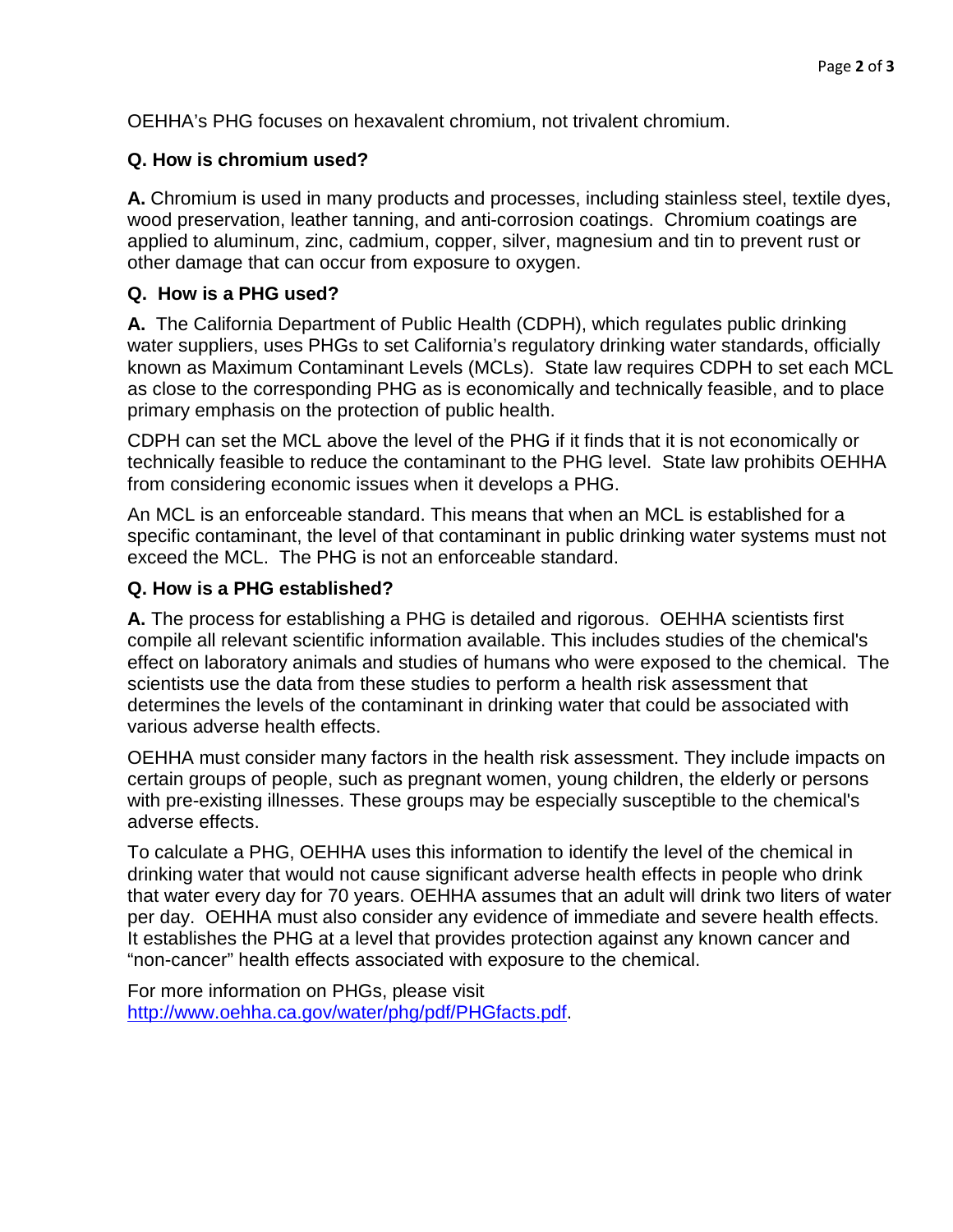OEHHA’s PHG focuses on hexavalent chromium, not trivalent chromium.

**Q. How is chromium used?**

**A.** Chromium is used in many products and processes, including stainless steel, textile dyes, wood preservation, leather tanning, and anti-corrosion coatings. Chromium coatings are applied to aluminum, zinc, cadmium, copper, silver, magnesium and tin to prevent rust or other damage that can occur from exposure to oxygen.

**Q. How is a PHG used?**

**A.** The California Department of Public Health (CDPH), which regulates public drinking water suppliers, uses PHGs to set California’s regulatory drinking water standards, officially known as Maximum Contaminant Levels (MCLs). State law requires CDPH to set each MCL as close to the corresponding PHG as is economically and technically feasible, and to place primary emphasis on the protection of public health.

CDPH can set the MCL above the level of the PHG if it finds that it is not economically or technically feasible to reduce the contaminant to the PHG level. State law prohibits OEHHA from considering economic issues when it develops a PHG.

An MCL is an enforceable standard. This means that when an MCL is established for a specific contaminant, the level of that contaminant in public drinking water systems must not exceed the MCL. The PHG is not an enforceable standard.

**Q. How is a PHG established?**

**A.** The process for establishing a PHG is detailed and rigorous. OEHHA scientists first compile all relevant scientific information available. This includes studies of the chemical's effect on laboratory animals and studies of humans who were exposed to the chemical. The scientists use the data from these studies to perform a health risk assessment that determines the levels of the contaminant in drinking water that could be associated with various adverse health effects.

OEHHA must consider many factors in the health risk assessment. They include impacts on certain groups of people, such as pregnant women, young children, the elderly or persons with pre-existing illnesses. These groups may be especially susceptible to the chemical's adverse effects.

To calculate a PHG, OEHHA uses this information to identify the level of the chemical in drinking water that would not cause significant adverse health effects in people who drink that water every day for 70 years. OEHHA assumes that an adult will drink two liters of water per day. OEHHA must also consider any evidence of immediate and severe health effects. It establishes the PHG at a level that provides protection against any known cancer and “non-cancer” health effects associated with exposure to the chemical.

For more information on PHGs, please visit [http://www.oehha.ca.gov/water/phg/pdf/PHGfacts.pdf](http://www.oehha.ca.gov/water/phg/pdf/PHGfacts.pdf).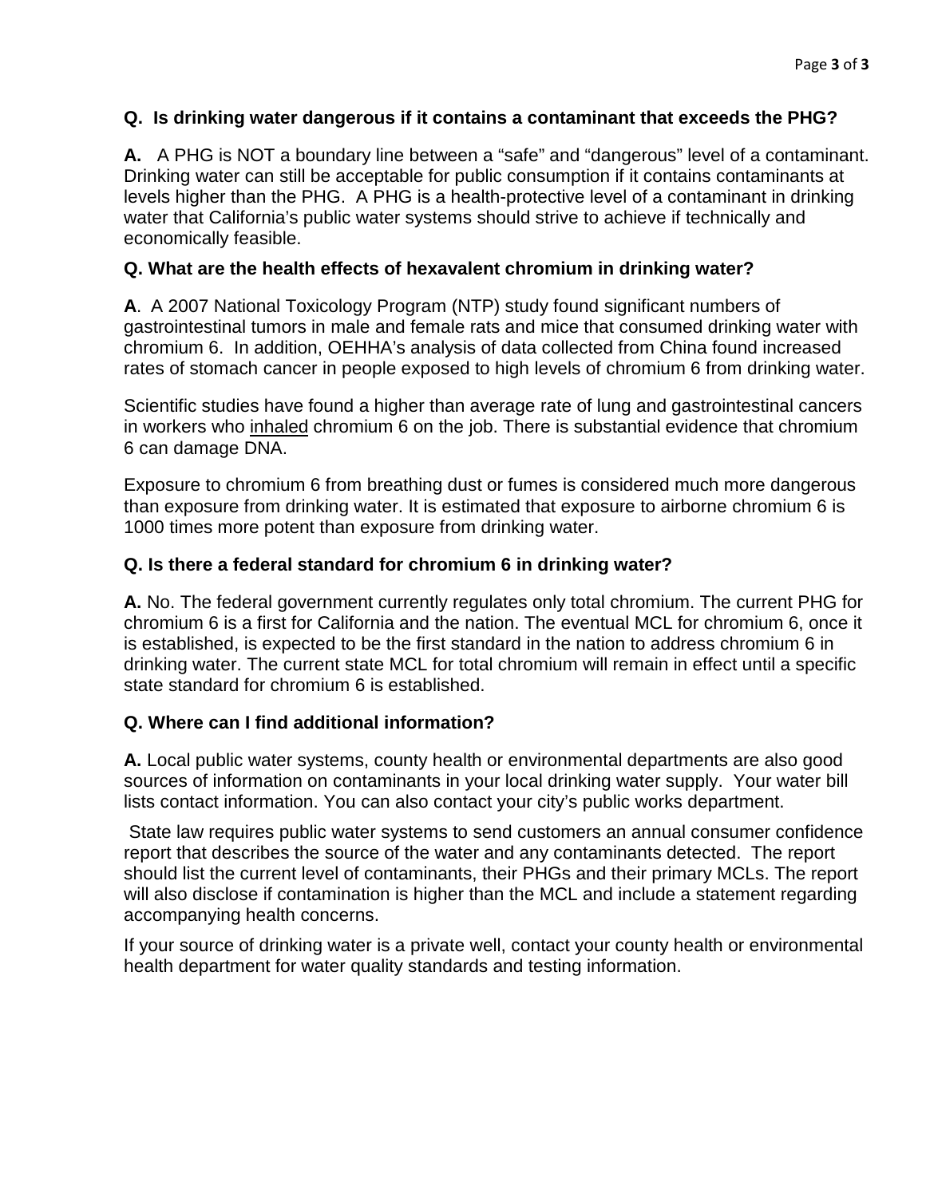**Q. Is drinking water dangerous if it contains a contaminant that exceeds the PHG?**

**A.** A PHG is NOT a boundary line between a "safe" and "dangerous" level of a contaminant. Drinking water can still be acceptable for public consumption if it contains contaminants at levels higher than the PHG. A PHG is a health-protective level of a contaminant in drinking water that California's public water systems should strive to achieve if technically and economically feasible.

**Q. What are the health effects of hexavalent chromium in drinking water?**

**A**. A 2007 National Toxicology Program (NTP) study found significant numbers of gastrointestinal tumors in male and female rats and mice that consumed drinking water with chromium 6. In addition, OEHHA's analysis of data collected from China found increased rates of stomach cancer in people exposed to high levels of chromium 6 from drinking water.

Scientific studies have found a higher than average rate of lung and gastrointestinal cancers in workers who <u>inhaled</u> chromium 6 on the job. There is substantial evidence that chromium 6 can damage DNA.

Exposure to chromium 6 from breathing dust or fumes is considered much more dangerous than exposure from drinking water. It is estimated that exposure to airborne chromium 6 is 1000 times more potent than exposure from drinking water.

**Q. Is there a federal standard for chromium 6 in drinking water?**

**A.** No. The federal government currently regulates only total chromium. The current PHG for chromium 6 is a first for California and the nation. The eventual MCL for chromium 6, once it is established, is expected to be the first standard in the nation to address chromium 6 in drinking water. The current state MCL for total chromium will remain in effect until a specific state standard for chromium 6 is established.

**Q. Where can I find additional information?**

**A.** Local public water systems, county health or environmental departments are also good sources of information on contaminants in your local drinking water supply. Your water bill lists contact information. You can also contact your city's public works department.

State law requires public water systems to send customers an annual consumer confidence report that describes the source of the water and any contaminants detected. The report should list the current level of contaminants, their PHGs and their primary MCLs. The report will also disclose if contamination is higher than the MCL and include a statement regarding accompanying health concerns.

If your source of drinking water is a private well, contact your county health or environmental health department for water quality standards and testing information.